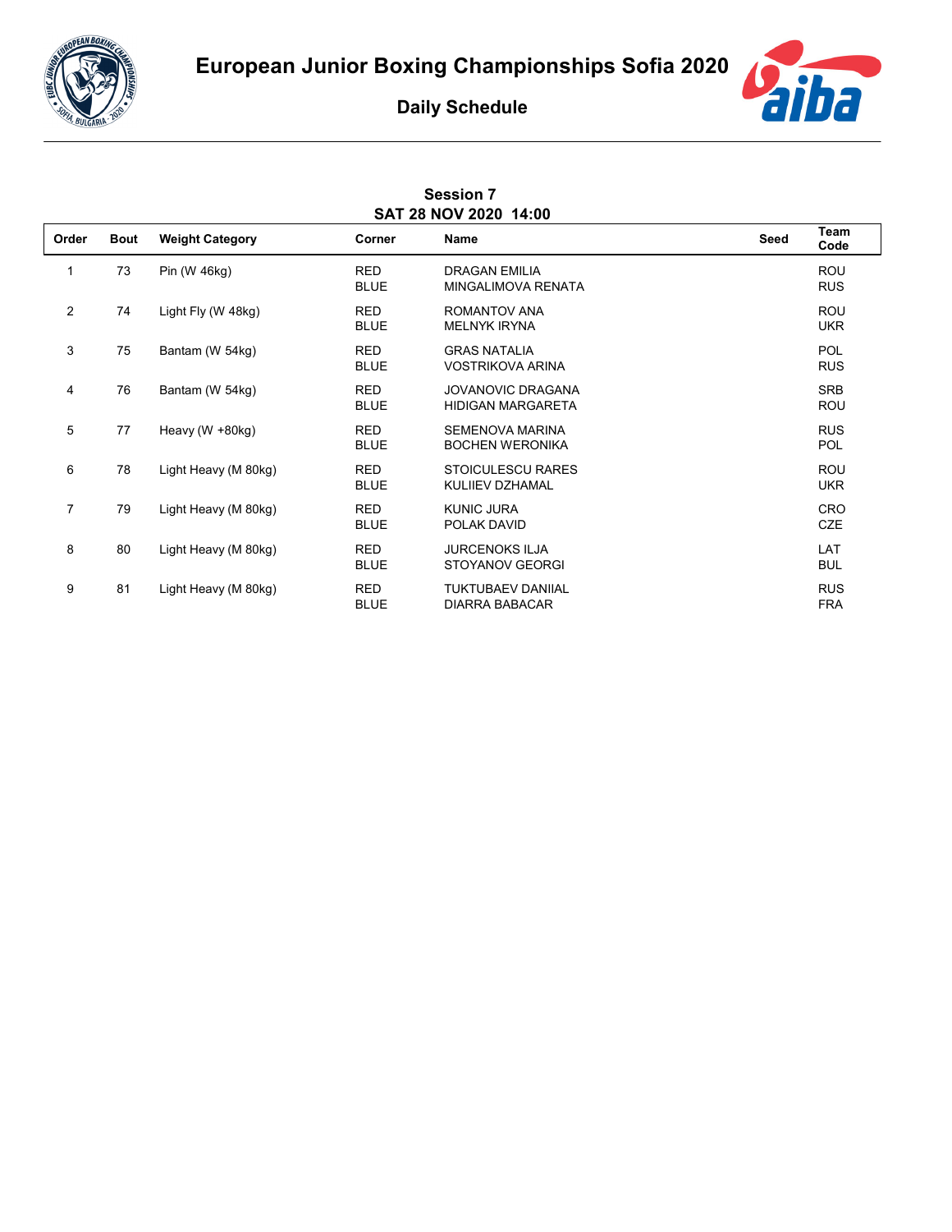# European Junior Boxing Championships Sofia 2020

## Daily Schedule

### Session 7
### SAT 28 NOV 2020 14:00

| Order | Bout | Weight Category | Corner | Name | Seed | Team Code |
|---|---|---|---|---|---|---|
| 1 | 73 | Pin (W 46kg) | RED | DRAGAN EMILIA | | ROU |
| | | | BLUE | MINGALIMOVA RENATA | | RUS |
| 2 | 74 | Light Fly (W 48kg) | RED | ROMANTOV ANA | | ROU |
| | | | BLUE | MELNYK IRYNA | | UKR |
| 3 | 75 | Bantam (W 54kg) | RED | GRAS NATALIA | | POL |
| | | | BLUE | VOSTRIKOVA ARINA | | RUS |
| 4 | 76 | Bantam (W 54kg) | RED | JOVANOVIC DRAGANA | | SRB |
| | | | BLUE | HIDIGAN MARGARETA | | ROU |
| 5 | 77 | Heavy (W +80kg) | RED | SEMENOVA MARINA | | RUS |
| | | | BLUE | BOCHEN WERONIKA | | POL |
| 6 | 78 | Light Heavy (M 80kg) | RED | STOICULESCU RARES | | ROU |
| | | | BLUE | KULIIEV DZHAMAL | | UKR |
| 7 | 79 | Light Heavy (M 80kg) | RED | KUNIC JURA | | CRO |
| | | | BLUE | POLAK DAVID | | CZE |
| 8 | 80 | Light Heavy (M 80kg) | RED | JURCENOKS ILJA | | LAT |
| | | | BLUE | STOYANOV GEORGI | | BUL |
| 9 | 81 | Light Heavy (M 80kg) | RED | TUKTUBAEV DANIIAL | | RUS |
| | | | BLUE | DIARRA BABACAR | | FRA |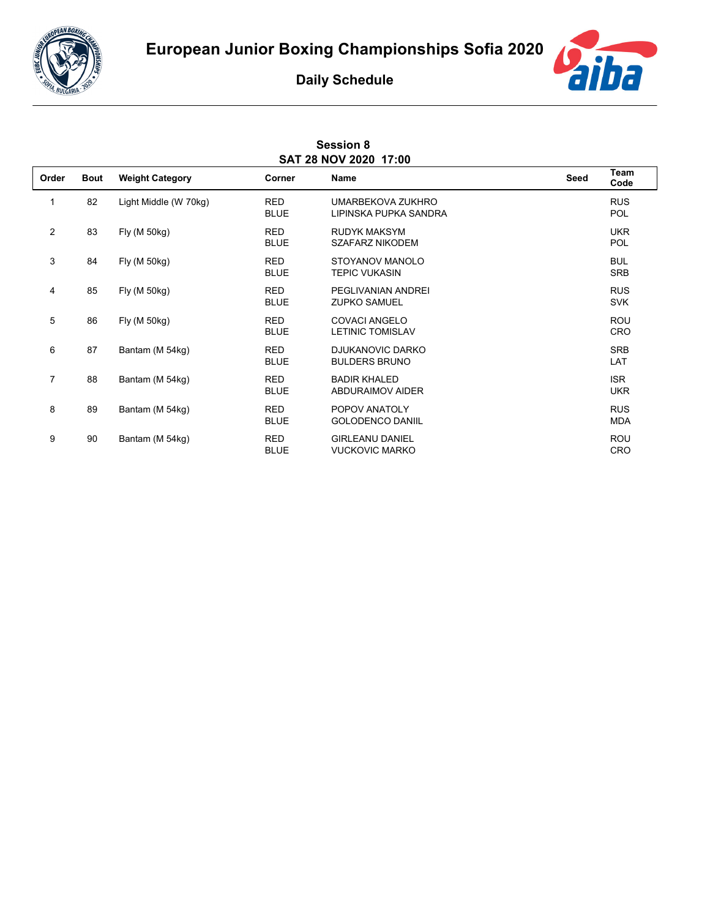# European Junior Boxing Championships Sofia 2020

## Daily Schedule

**Session 8**
**SAT 28 NOV 2020 17:00**

| Order | Bout | Weight Category | Corner | Name | Seed | Team Code |
|---|---|---|---|---|---|---|
| 1 | 82 | Light Middle (W 70kg) | RED | UMARBEKOVA ZUKHRO | | RUS |
| | | | BLUE | LIPINSKA PUPKA SANDRA | | POL |
| 2 | 83 | Fly (M 50kg) | RED | RUDYK MAKSYM | | UKR |
| | | | BLUE | SZAFARZ NIKODEM | | POL |
| 3 | 84 | Fly (M 50kg) | RED | STOYANOV MANOLO | | BUL |
| | | | BLUE | TEPIC VUKASIN | | SRB |
| 4 | 85 | Fly (M 50kg) | RED | PEGLIVANIAN ANDREI | | RUS |
| | | | BLUE | ZUPKO SAMUEL | | SVK |
| 5 | 86 | Fly (M 50kg) | RED | COVACI ANGELO | | ROU |
| | | | BLUE | LETINIC TOMISLAV | | CRO |
| 6 | 87 | Bantam (M 54kg) | RED | DJUKANOVIC DARKO | | SRB |
| | | | BLUE | BULDERS BRUNO | | LAT |
| 7 | 88 | Bantam (M 54kg) | RED | BADIR KHALED | | ISR |
| | | | BLUE | ABDURAIMOV AIDER | | UKR |
| 8 | 89 | Bantam (M 54kg) | RED | POPOV ANATOLY | | RUS |
| | | | BLUE | GOLODENCO DANIIL | | MDA |
| 9 | 90 | Bantam (M 54kg) | RED | GIRLEANU DANIEL | | ROU |
| | | | BLUE | VUCKOVIC MARKO | | CRO |